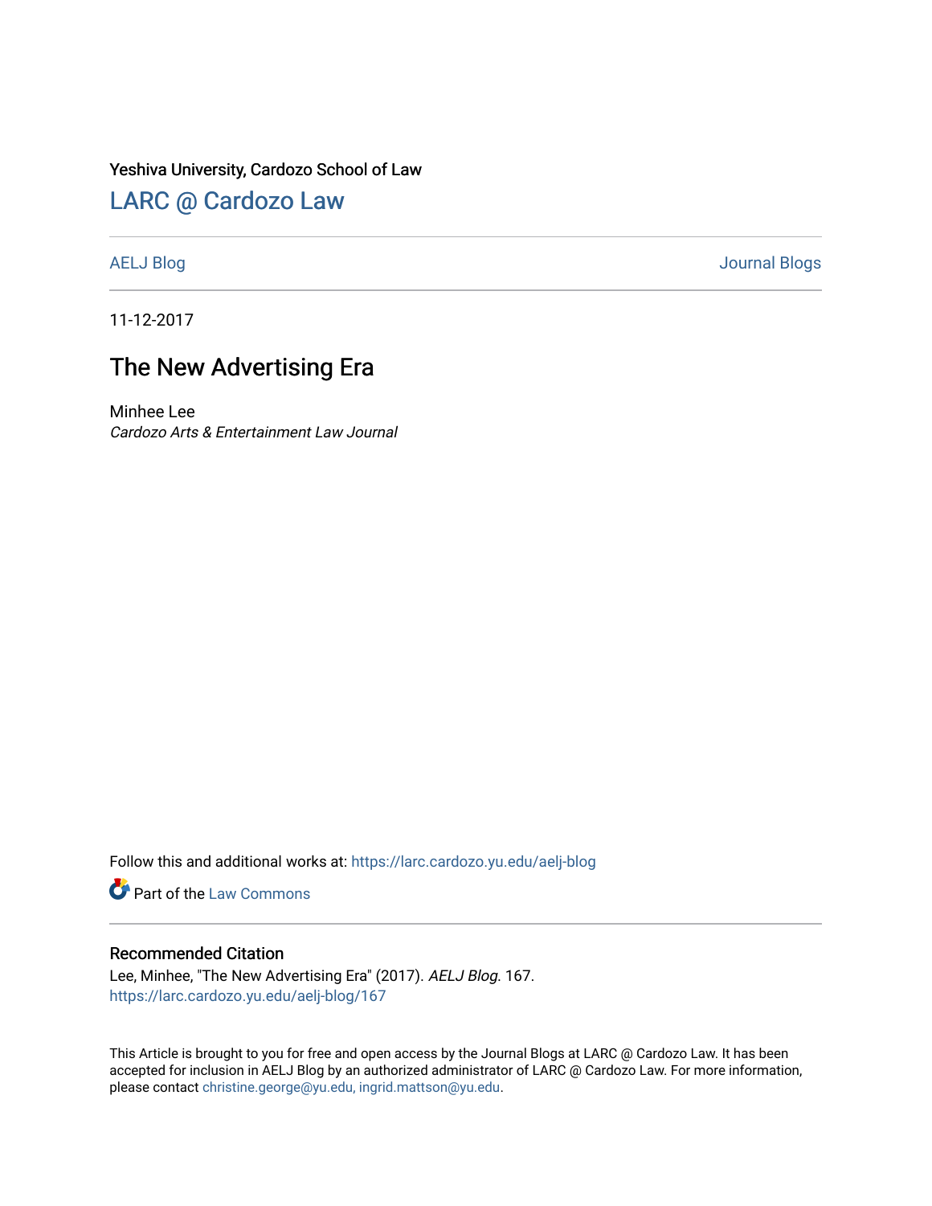Yeshiva University, Cardozo School of Law

# LARC @ Cardozo Law

AELJ Blog | Journal Blogs

11-12-2017

## The New Advertising Era

Minhee Lee
*Cardozo Arts & Entertainment Law Journal*

Follow this and additional works at: https://larc.cardozo.yu.edu/aelj-blog

Part of the Law Commons

### Recommended Citation

Lee, Minhee, "The New Advertising Era" (2017). *AELJ Blog*. 167.
https://larc.cardozo.yu.edu/aelj-blog/167

This Article is brought to you for free and open access by the Journal Blogs at LARC @ Cardozo Law. It has been accepted for inclusion in AELJ Blog by an authorized administrator of LARC @ Cardozo Law. For more information, please contact christine.george@yu.edu, ingrid.mattson@yu.edu.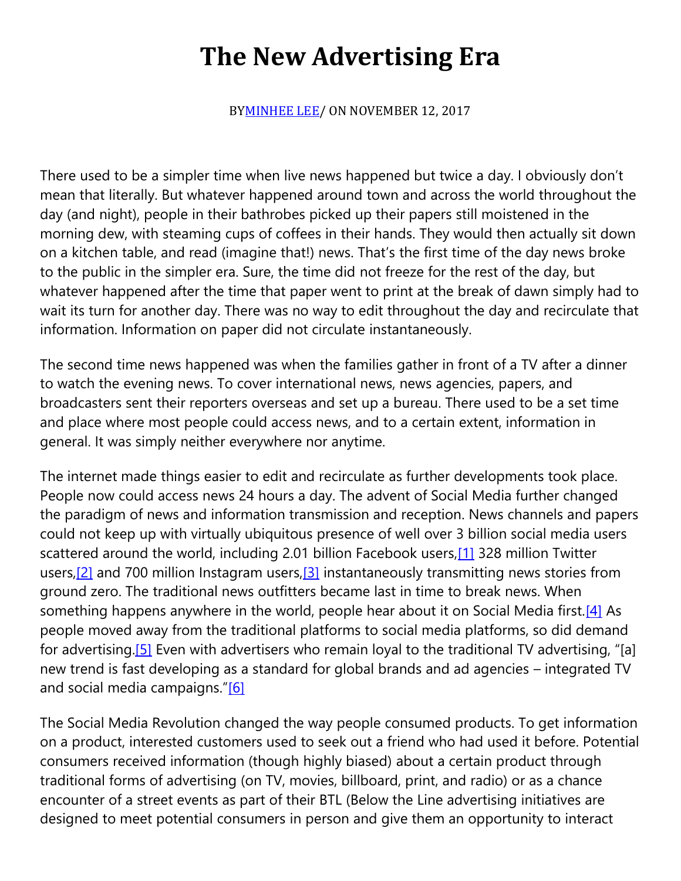# The New Advertising Era

BY MINHEE LEE / ON NOVEMBER 12, 2017

There used to be a simpler time when live news happened but twice a day. I obviously don't mean that literally. But whatever happened around town and across the world throughout the day (and night), people in their bathrobes picked up their papers still moistened in the morning dew, with steaming cups of coffees in their hands. They would then actually sit down on a kitchen table, and read (imagine that!) news. That's the first time of the day news broke to the public in the simpler era. Sure, the time did not freeze for the rest of the day, but whatever happened after the time that paper went to print at the break of dawn simply had to wait its turn for another day. There was no way to edit throughout the day and recirculate that information. Information on paper did not circulate instantaneously.

The second time news happened was when the families gather in front of a TV after a dinner to watch the evening news. To cover international news, news agencies, papers, and broadcasters sent their reporters overseas and set up a bureau. There used to be a set time and place where most people could access news, and to a certain extent, information in general. It was simply neither everywhere nor anytime.

The internet made things easier to edit and recirculate as further developments took place. People now could access news 24 hours a day. The advent of Social Media further changed the paradigm of news and information transmission and reception. News channels and papers could not keep up with virtually ubiquitous presence of well over 3 billion social media users scattered around the world, including 2.01 billion Facebook users,[1] 328 million Twitter users,[2] and 700 million Instagram users,[3] instantaneously transmitting news stories from ground zero. The traditional news outfitters became last in time to break news. When something happens anywhere in the world, people hear about it on Social Media first.[4] As people moved away from the traditional platforms to social media platforms, so did demand for advertising.[5] Even with advertisers who remain loyal to the traditional TV advertising, "[a] new trend is fast developing as a standard for global brands and ad agencies – integrated TV and social media campaigns."[6]

The Social Media Revolution changed the way people consumed products. To get information on a product, interested customers used to seek out a friend who had used it before. Potential consumers received information (though highly biased) about a certain product through traditional forms of advertising (on TV, movies, billboard, print, and radio) or as a chance encounter of a street events as part of their BTL (Below the Line advertising initiatives are designed to meet potential consumers in person and give them an opportunity to interact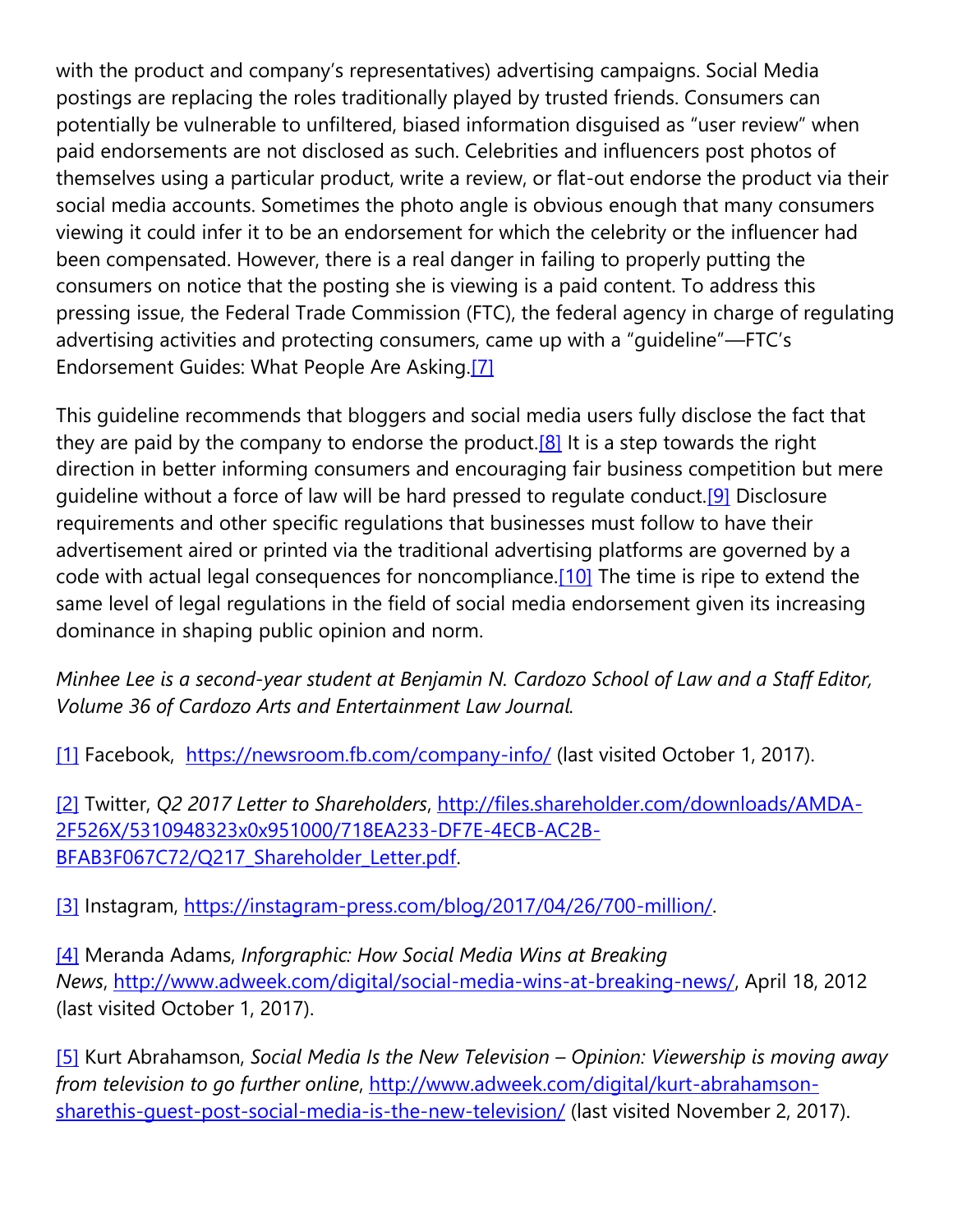with the product and company's representatives) advertising campaigns. Social Media postings are replacing the roles traditionally played by trusted friends. Consumers can potentially be vulnerable to unfiltered, biased information disguised as "user review" when paid endorsements are not disclosed as such. Celebrities and influencers post photos of themselves using a particular product, write a review, or flat-out endorse the product via their social media accounts. Sometimes the photo angle is obvious enough that many consumers viewing it could infer it to be an endorsement for which the celebrity or the influencer had been compensated. However, there is a real danger in failing to properly putting the consumers on notice that the posting she is viewing is a paid content. To address this pressing issue, the Federal Trade Commission (FTC), the federal agency in charge of regulating advertising activities and protecting consumers, came up with a "guideline"—FTC's Endorsement Guides: What People Are Asking.[7]

This guideline recommends that bloggers and social media users fully disclose the fact that they are paid by the company to endorse the product.[8] It is a step towards the right direction in better informing consumers and encouraging fair business competition but mere guideline without a force of law will be hard pressed to regulate conduct.[9] Disclosure requirements and other specific regulations that businesses must follow to have their advertisement aired or printed via the traditional advertising platforms are governed by a code with actual legal consequences for noncompliance.[10] The time is ripe to extend the same level of legal regulations in the field of social media endorsement given its increasing dominance in shaping public opinion and norm.

*Minhee Lee is a second-year student at Benjamin N. Cardozo School of Law and a Staff Editor, Volume 36 of Cardozo Arts and Entertainment Law Journal.*

[1] Facebook, https://newsroom.fb.com/company-info/ (last visited October 1, 2017).

[2] Twitter, *Q2 2017 Letter to Shareholders*, http://files.shareholder.com/downloads/AMDA-2F526X/5310948323x0x951000/718EA233-DF7E-4ECB-AC2B-BFAB3F067C72/Q217_Shareholder_Letter.pdf.

[3] Instagram, https://instagram-press.com/blog/2017/04/26/700-million/.

[4] Meranda Adams, *Inforgraphic: How Social Media Wins at Breaking News*, http://www.adweek.com/digital/social-media-wins-at-breaking-news/, April 18, 2012 (last visited October 1, 2017).

[5] Kurt Abrahamson, *Social Media Is the New Television – Opinion: Viewership is moving away from television to go further online*, http://www.adweek.com/digital/kurt-abrahamson-sharethis-guest-post-social-media-is-the-new-television/ (last visited November 2, 2017).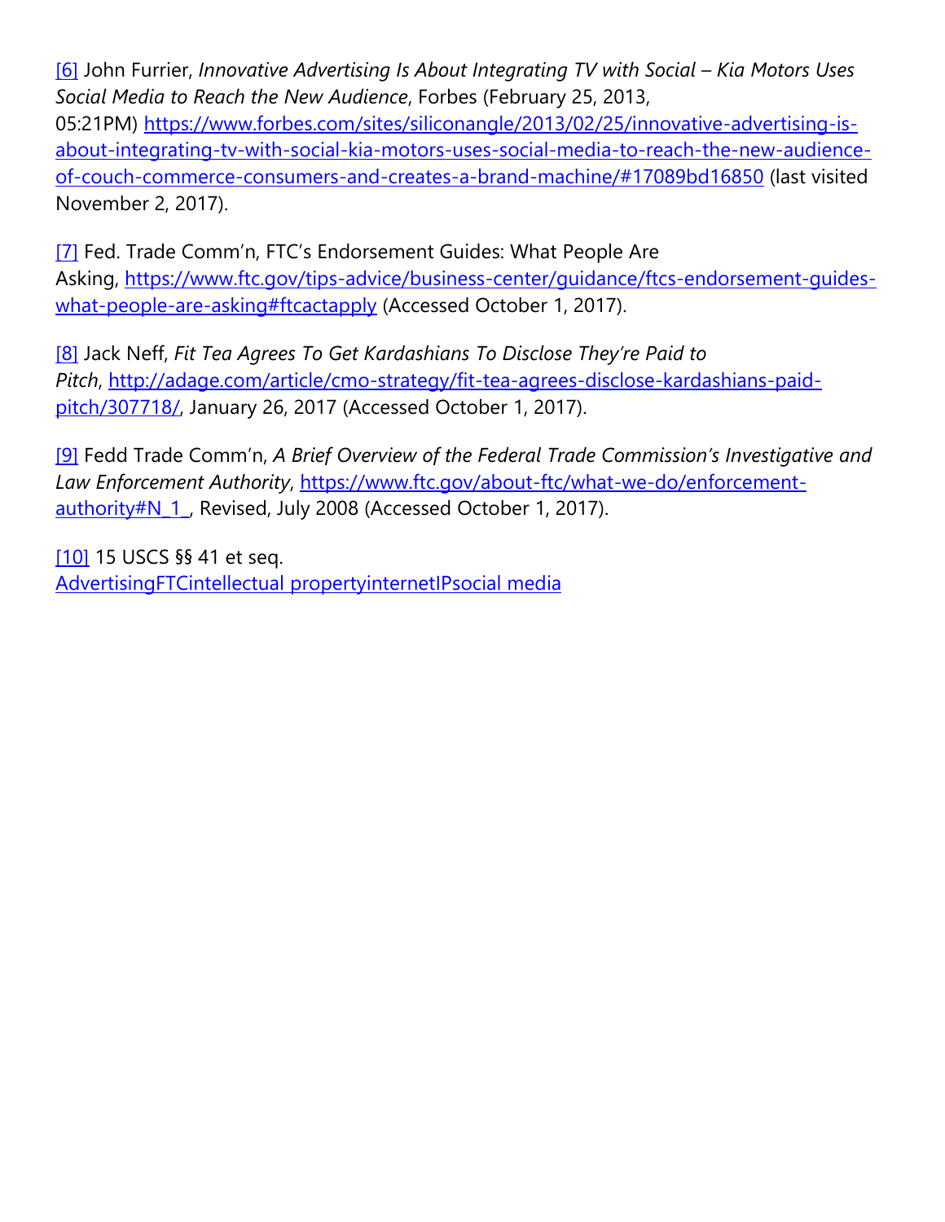[6] John Furrier, *Innovative Advertising Is About Integrating TV with Social – Kia Motors Uses Social Media to Reach the New Audience*, Forbes (February 25, 2013, 05:21PM) https://www.forbes.com/sites/siliconangle/2013/02/25/innovative-advertising-is-about-integrating-tv-with-social-kia-motors-uses-social-media-to-reach-the-new-audience-of-couch-commerce-consumers-and-creates-a-brand-machine/#17089bd16850 (last visited November 2, 2017).

[7] Fed. Trade Comm'n, FTC's Endorsement Guides: What People Are Asking, https://www.ftc.gov/tips-advice/business-center/guidance/ftcs-endorsement-guides-what-people-are-asking#ftcactapply (Accessed October 1, 2017).

[8] Jack Neff, *Fit Tea Agrees To Get Kardashians To Disclose They're Paid to Pitch*, http://adage.com/article/cmo-strategy/fit-tea-agrees-disclose-kardashians-paid-pitch/307718/, January 26, 2017 (Accessed October 1, 2017).

[9] Fedd Trade Comm'n, *A Brief Overview of the Federal Trade Commission's Investigative and Law Enforcement Authority*, https://www.ftc.gov/about-ftc/what-we-do/enforcement-authority#N_1_, Revised, July 2008 (Accessed October 1, 2017).

[10] 15 USCS §§ 41 et seq.

AdvertisingFTCintellectual propertyinternetIPsocial media